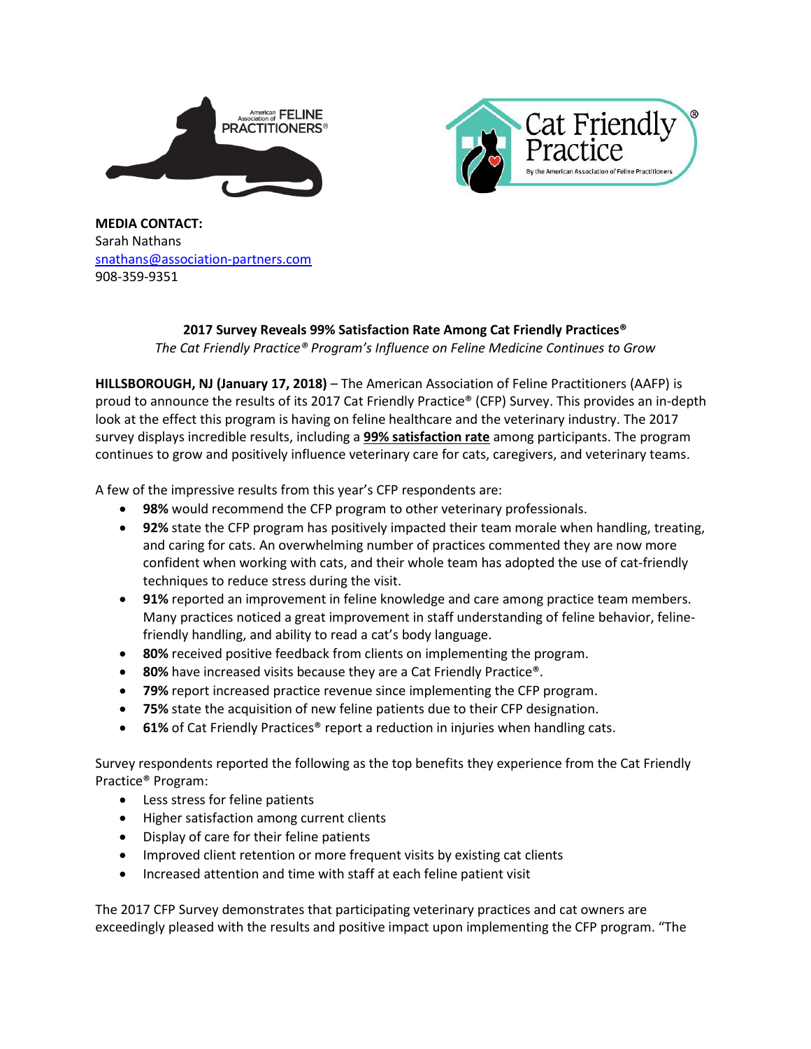**MEDIA CONTACT:**
Sarah Nathans
snathans@association-partners.com
908-359-9351

**2017 Survey Reveals 99% Satisfaction Rate Among Cat Friendly Practices®**

*The Cat Friendly Practice® Program's Influence on Feline Medicine Continues to Grow*

**HILLSBOROUGH, NJ (January 17, 2018)** – The American Association of Feline Practitioners (AAFP) is proud to announce the results of its 2017 Cat Friendly Practice® (CFP) Survey. This provides an in-depth look at the effect this program is having on feline healthcare and the veterinary industry. The 2017 survey displays incredible results, including a **99% satisfaction rate** among participants. The program continues to grow and positively influence veterinary care for cats, caregivers, and veterinary teams.

A few of the impressive results from this year's CFP respondents are:

- **98%** would recommend the CFP program to other veterinary professionals.
- **92%** state the CFP program has positively impacted their team morale when handling, treating, and caring for cats. An overwhelming number of practices commented they are now more confident when working with cats, and their whole team has adopted the use of cat-friendly techniques to reduce stress during the visit.
- **91%** reported an improvement in feline knowledge and care among practice team members. Many practices noticed a great improvement in staff understanding of feline behavior, feline-friendly handling, and ability to read a cat's body language.
- **80%** received positive feedback from clients on implementing the program.
- **80%** have increased visits because they are a Cat Friendly Practice®.
- **79%** report increased practice revenue since implementing the CFP program.
- **75%** state the acquisition of new feline patients due to their CFP designation.
- **61%** of Cat Friendly Practices® report a reduction in injuries when handling cats.

Survey respondents reported the following as the top benefits they experience from the Cat Friendly Practice® Program:

- Less stress for feline patients
- Higher satisfaction among current clients
- Display of care for their feline patients
- Improved client retention or more frequent visits by existing cat clients
- Increased attention and time with staff at each feline patient visit

The 2017 CFP Survey demonstrates that participating veterinary practices and cat owners are exceedingly pleased with the results and positive impact upon implementing the CFP program. "The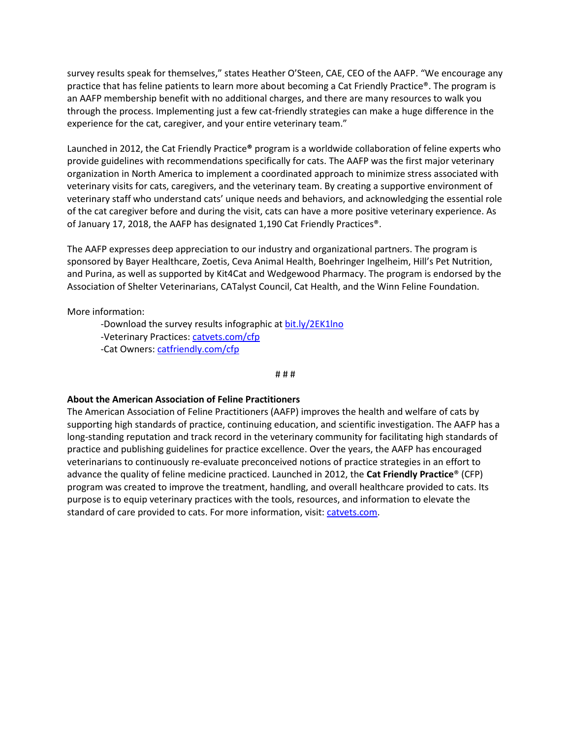survey results speak for themselves," states Heather O'Steen, CAE, CEO of the AAFP. "We encourage any practice that has feline patients to learn more about becoming a Cat Friendly Practice®. The program is an AAFP membership benefit with no additional charges, and there are many resources to walk you through the process. Implementing just a few cat-friendly strategies can make a huge difference in the experience for the cat, caregiver, and your entire veterinary team."

Launched in 2012, the Cat Friendly Practice® program is a worldwide collaboration of feline experts who provide guidelines with recommendations specifically for cats. The AAFP was the first major veterinary organization in North America to implement a coordinated approach to minimize stress associated with veterinary visits for cats, caregivers, and the veterinary team. By creating a supportive environment of veterinary staff who understand cats' unique needs and behaviors, and acknowledging the essential role of the cat caregiver before and during the visit, cats can have a more positive veterinary experience. As of January 17, 2018, the AAFP has designated 1,190 Cat Friendly Practices®.

The AAFP expresses deep appreciation to our industry and organizational partners. The program is sponsored by Bayer Healthcare, Zoetis, Ceva Animal Health, Boehringer Ingelheim, Hill's Pet Nutrition, and Purina, as well as supported by Kit4Cat and Wedgewood Pharmacy. The program is endorsed by the Association of Shelter Veterinarians, CATalyst Council, Cat Health, and the Winn Feline Foundation.

More information:

- -Download the survey results infographic at [bit.ly/2EK1lno](bit.ly/2EK1lno)
- -Veterinary Practices: [catvets.com/cfp](catvets.com/cfp)
- -Cat Owners: [catfriendly.com/cfp](catfriendly.com/cfp)

# # #

**About the American Association of Feline Practitioners**

The American Association of Feline Practitioners (AAFP) improves the health and welfare of cats by supporting high standards of practice, continuing education, and scientific investigation. The AAFP has a long-standing reputation and track record in the veterinary community for facilitating high standards of practice and publishing guidelines for practice excellence. Over the years, the AAFP has encouraged veterinarians to continuously re-evaluate preconceived notions of practice strategies in an effort to advance the quality of feline medicine practiced. Launched in 2012, the **Cat Friendly Practice**® (CFP) program was created to improve the treatment, handling, and overall healthcare provided to cats. Its purpose is to equip veterinary practices with the tools, resources, and information to elevate the standard of care provided to cats. For more information, visit: [catvets.com](catvets.com).